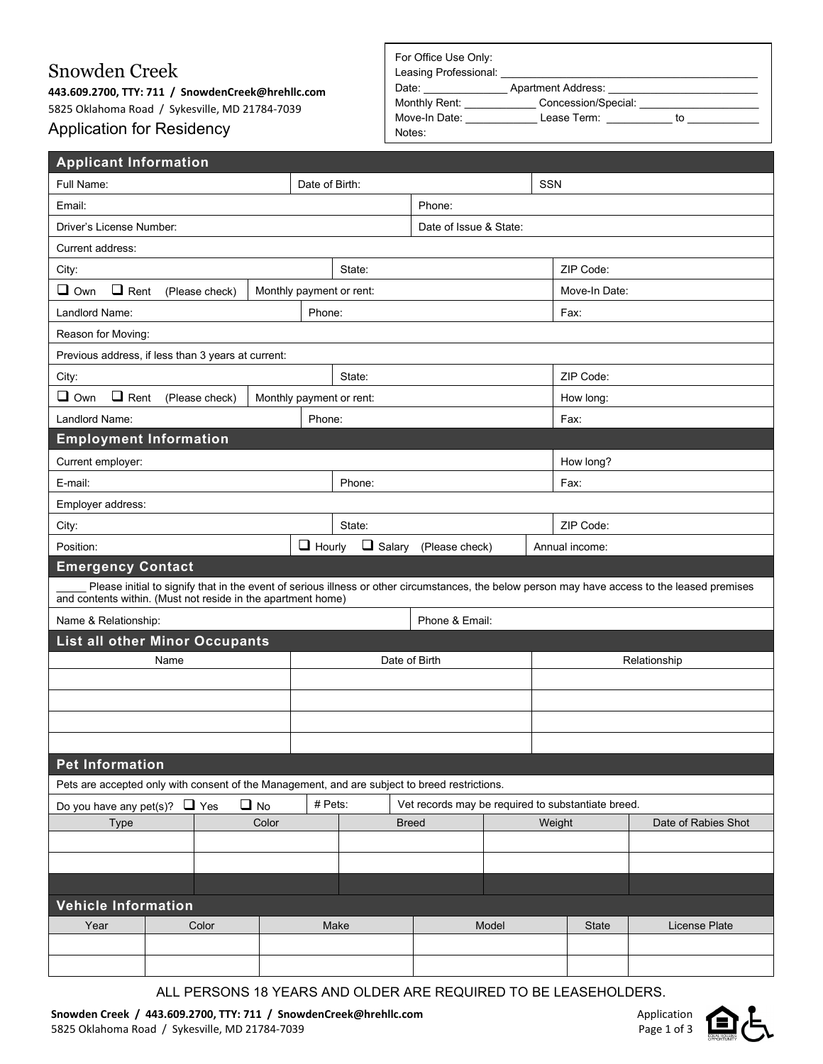# Snowden Creek

**443.609.2700, TTY: 711 / SnowdenCreek@hrehllc.com**
5825 Oklahoma Road / Sykesville, MD 21784-7039

## Application for Residency

For Office Use Only:
Leasing Professional: ______________________________
Date: ____________ Apartment Address: ____________________
Monthly Rent: __________ Concession/Special: ________________
Move-In Date: __________ Lease Term: __________ to __________
Notes:

## Applicant Information

| Full Name: | Date of Birth: | SSN |
|---|---|---|

| Email: | Phone: |
|---|---|
| Driver's License Number: | Date of Issue & State: |

Current address:

| City: | State: | ZIP Code: |
|---|---|---|
| ☐ Own ☐ Rent (Please check) Monthly payment or rent: | | Move-In Date: |
| Landlord Name: | Phone: | Fax: |

Reason for Moving:

Previous address, if less than 3 years at current:

| City: | State: | ZIP Code: |
|---|---|---|
| ☐ Own ☐ Rent (Please check) Monthly payment or rent: | | How long: |
| Landlord Name: | Phone: | Fax: |

## Employment Information

| Current employer: | How long? |
|---|---|

| E-mail: | Phone: | Fax: |
|---|---|---|

Employer address:

| City: | State: | ZIP Code: |
|---|---|---|
| Position: | ☐ Hourly ☐ Salary (Please check) | Annual income: |

## Emergency Contact

_____ Please initial to signify that in the event of serious illness or other circumstances, the below person may have access to the leased premises and contents within. (Must not reside in the apartment home)

| Name & Relationship: | Phone & Email: |
|---|---|

## List all other Minor Occupants

| Name | Date of Birth | Relationship |
|---|---|---|
| | | |
| | | |
| | | |
| | | |

## Pet Information

Pets are accepted only with consent of the Management, and are subject to breed restrictions.

Do you have any pet(s)? ☐ Yes ☐ No # Pets: Vet records may be required to substantiate breed.

| Type | Color | Breed | Weight | Date of Rabies Shot |
|---|---|---|---|---|
| | | | | |
| | | | | |
| | | | | |

## Vehicle Information

| Year | Color | Make | Model | State | License Plate |
|---|---|---|---|---|---|
| | | | | | |
| | | | | | |

ALL PERSONS 18 YEARS AND OLDER ARE REQUIRED TO BE LEASEHOLDERS.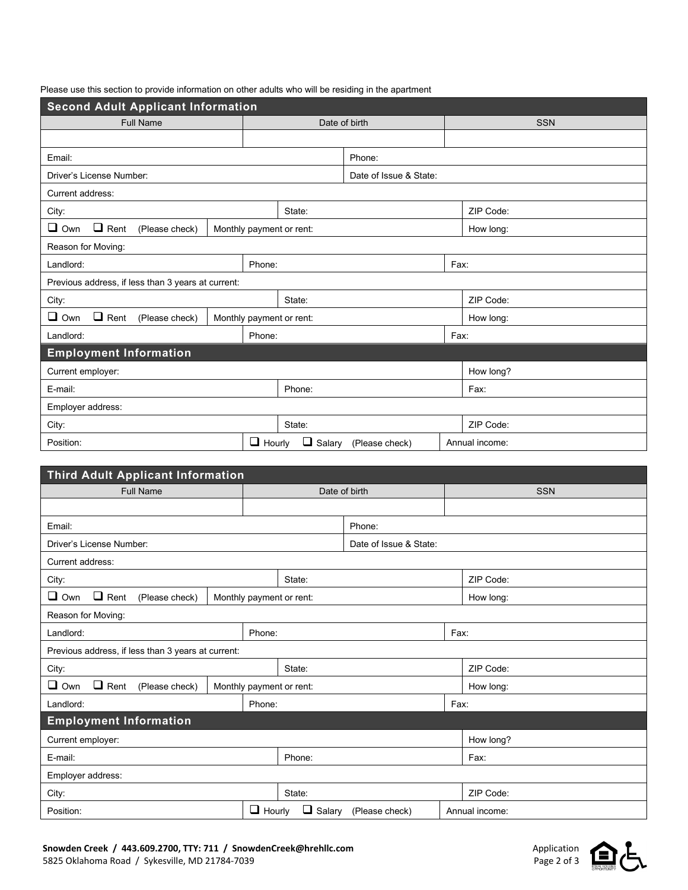Please use this section to provide information on other adults who will be residing in the apartment

## Second Adult Applicant Information

| Full Name | Date of birth | SSN |
| --- | --- | --- |
| | | |

| | |
| --- | --- |
| Email: | Phone: |
| Driver's License Number: | Date of Issue & State: |

Current address:

| | | |
| --- | --- | --- |
| City: | State: | ZIP Code: |
| ❑ Own ❑ Rent (Please check) | Monthly payment or rent: | How long: |

Reason for Moving:

| | | |
| --- | --- | --- |
| Landlord: | Phone: | Fax: |

Previous address, if less than 3 years at current:

| | | |
| --- | --- | --- |
| City: | State: | ZIP Code: |
| ❑ Own ❑ Rent (Please check) | Monthly payment or rent: | How long: |
| Landlord: | Phone: | Fax: |

### Employment Information

| | | |
| --- | --- | --- |
| Current employer: | | How long? |
| E-mail: | Phone: | Fax: |

Employer address:

| | | |
| --- | --- | --- |
| City: | State: | ZIP Code: |
| Position: | ❑ Hourly ❑ Salary (Please check) | Annual income: |

## Third Adult Applicant Information

| Full Name | Date of birth | SSN |
| --- | --- | --- |
| | | |

| | |
| --- | --- |
| Email: | Phone: |
| Driver's License Number: | Date of Issue & State: |

Current address:

| | | |
| --- | --- | --- |
| City: | State: | ZIP Code: |
| ❑ Own ❑ Rent (Please check) | Monthly payment or rent: | How long: |

Reason for Moving:

| | | |
| --- | --- | --- |
| Landlord: | Phone: | Fax: |

Previous address, if less than 3 years at current:

| | | |
| --- | --- | --- |
| City: | State: | ZIP Code: |
| ❑ Own ❑ Rent (Please check) | Monthly payment or rent: | How long: |
| Landlord: | Phone: | Fax: |

### Employment Information

| | | |
| --- | --- | --- |
| Current employer: | | How long? |
| E-mail: | Phone: | Fax: |

Employer address:

| | | |
| --- | --- | --- |
| City: | State: | ZIP Code: |
| Position: | ❑ Hourly ❑ Salary (Please check) | Annual income: |

**Snowden Creek / 443.609.2700, TTY: 711 / SnowdenCreek@hrehllc.com**
5825 Oklahoma Road / Sykesville, MD 21784-7039

Application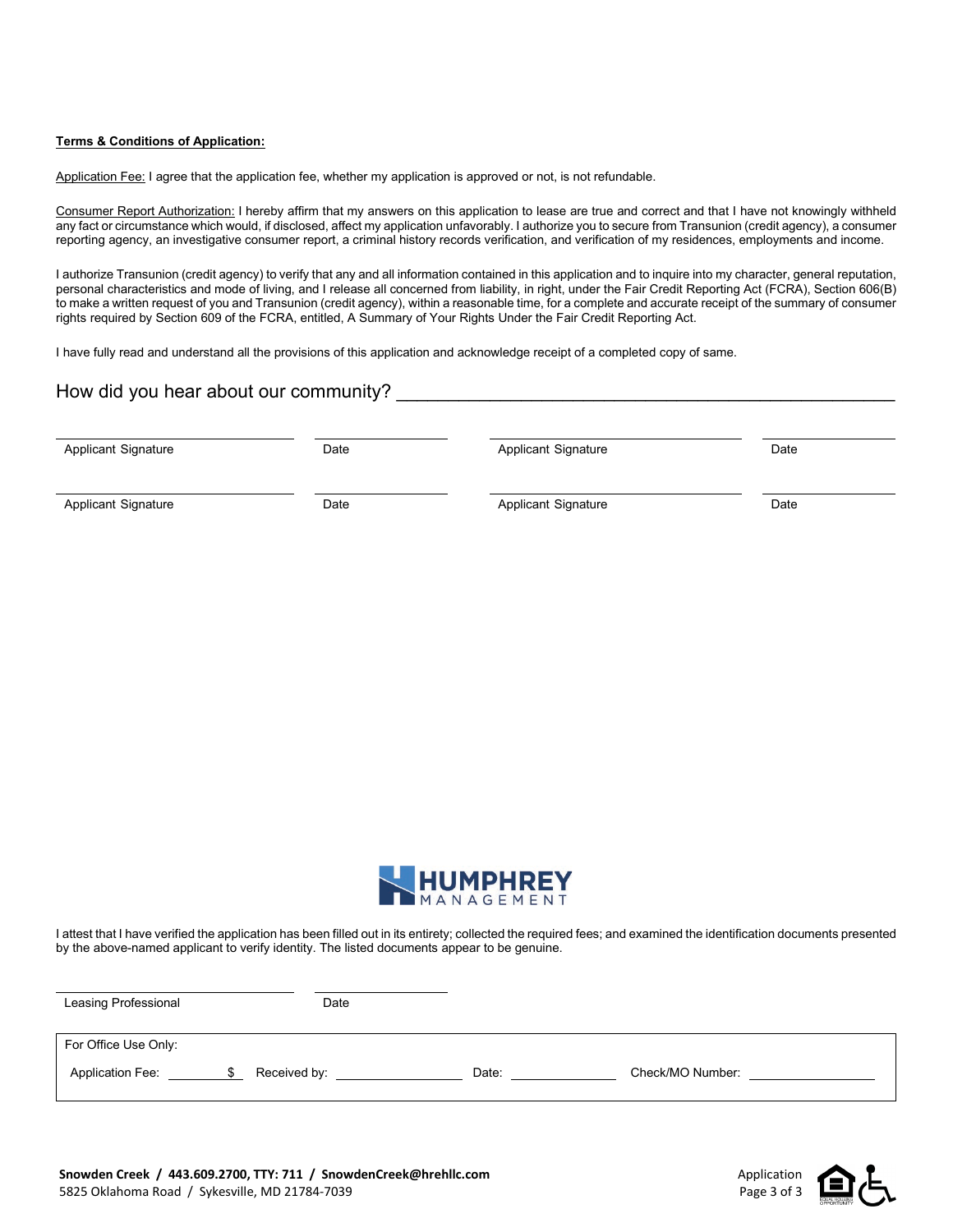**Terms & Conditions of Application:**

Application Fee: I agree that the application fee, whether my application is approved or not, is not refundable.

Consumer Report Authorization: I hereby affirm that my answers on this application to lease are true and correct and that I have not knowingly withheld any fact or circumstance which would, if disclosed, affect my application unfavorably. I authorize you to secure from Transunion (credit agency), a consumer reporting agency, an investigative consumer report, a criminal history records verification, and verification of my residences, employments and income.

I authorize Transunion (credit agency) to verify that any and all information contained in this application and to inquire into my character, general reputation, personal characteristics and mode of living, and I release all concerned from liability, in right, under the Fair Credit Reporting Act (FCRA), Section 606(B) to make a written request of you and Transunion (credit agency), within a reasonable time, for a complete and accurate receipt of the summary of consumer rights required by Section 609 of the FCRA, entitled, A Summary of Your Rights Under the Fair Credit Reporting Act.

I have fully read and understand all the provisions of this application and acknowledge receipt of a completed copy of same.

How did you hear about our community? ____________________________________________________

| | | | |
|---|---|---|---|
| Applicant Signature | Date | Applicant Signature | Date |
| Applicant Signature | Date | Applicant Signature | Date |

HUMPHREY MANAGEMENT

I attest that I have verified the application has been filled out in its entirety; collected the required fees; and examined the identification documents presented by the above-named applicant to verify identity. The listed documents appear to be genuine.

| | |
|---|---|
| Leasing Professional | Date |

For Office Use Only:

Application Fee: ________ $ Received by: ________________ Date: ______________ Check/MO Number: ________________

**Snowden Creek / 443.609.2700, TTY: 711 / SnowdenCreek@hrehllc.com**
5825 Oklahoma Road / Sykesville, MD 21784-7039

Application